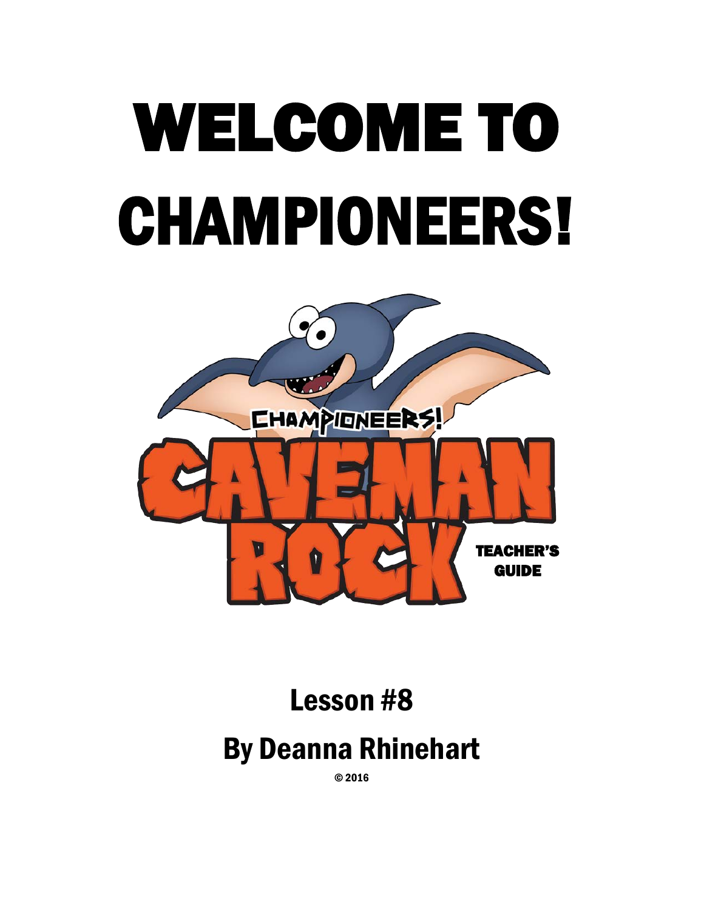# WELCOME TO CHAMPIONEERS!

CHAMPIONEERS!

CAVEMAN ROCK

TEACHER'S GUIDE

## Lesson #8

## By Deanna Rhinehart

© 2016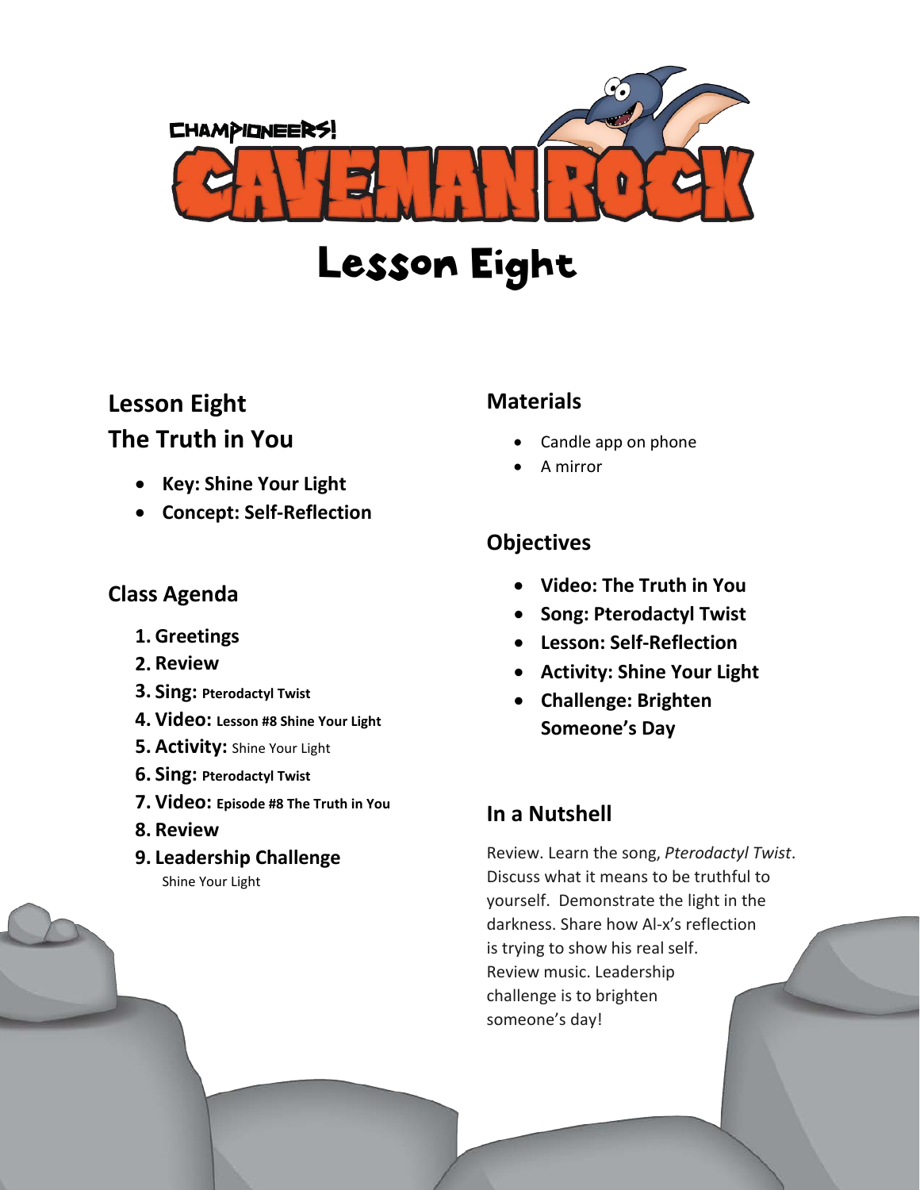CHAMPIONEERS!

# CAVEMAN ROCK

# Lesson Eight

## Lesson Eight
## The Truth in You

- **Key: Shine Your Light**
- **Concept: Self-Reflection**

## Class Agenda

1. **Greetings**
2. **Review**
3. **Sing:** **Pterodactyl Twist**
4. **Video:** **Lesson #8 Shine Your Light**
5. **Activity:** Shine Your Light
6. **Sing:** **Pterodactyl Twist**
7. **Video:** **Episode #8 The Truth in You**
8. **Review**
9. **Leadership Challenge**
   Shine Your Light

## Materials

- Candle app on phone
- A mirror

## Objectives

- **Video: The Truth in You**
- **Song: Pterodactyl Twist**
- **Lesson: Self-Reflection**
- **Activity: Shine Your Light**
- **Challenge: Brighten Someone's Day**

## In a Nutshell

Review. Learn the song, *Pterodactyl Twist*. Discuss what it means to be truthful to yourself. Demonstrate the light in the darkness. Share how Al-x's reflection is trying to show his real self. Review music. Leadership challenge is to brighten someone's day!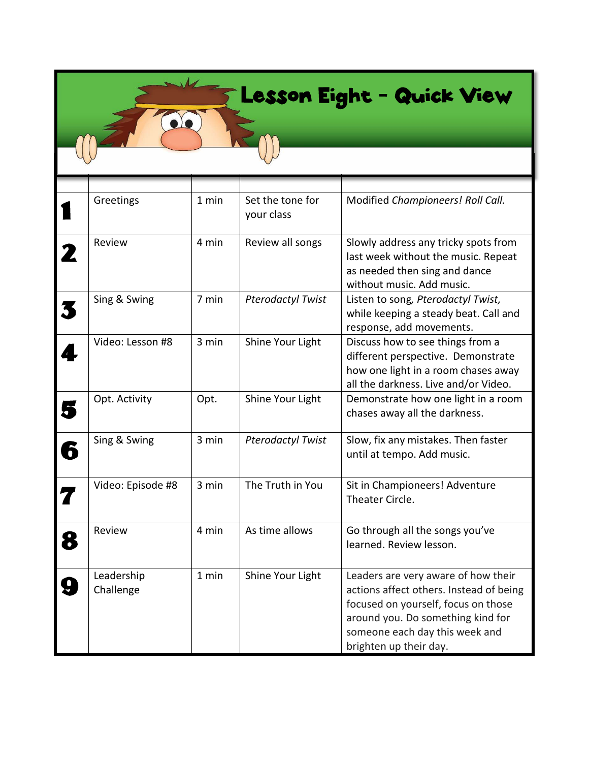# Lesson Eight - Quick View

| | | | | |
|---|---|---|---|---|
| 1 | Greetings | 1 min | Set the tone for your class | Modified *Championeers! Roll Call.* |
| 2 | Review | 4 min | Review all songs | Slowly address any tricky spots from last week without the music. Repeat as needed then sing and dance without music. Add music. |
| 3 | Sing & Swing | 7 min | *Pterodactyl Twist* | Listen to song, *Pterodactyl Twist,* while keeping a steady beat. Call and response, add movements. |
| 4 | Video: Lesson #8 | 3 min | Shine Your Light | Discuss how to see things from a different perspective. Demonstrate how one light in a room chases away all the darkness. Live and/or Video. |
| 5 | Opt. Activity | Opt. | Shine Your Light | Demonstrate how one light in a room chases away all the darkness. |
| 6 | Sing & Swing | 3 min | *Pterodactyl Twist* | Slow, fix any mistakes. Then faster until at tempo. Add music. |
| 7 | Video: Episode #8 | 3 min | The Truth in You | Sit in Championeers! Adventure Theater Circle. |
| 8 | Review | 4 min | As time allows | Go through all the songs you've learned. Review lesson. |
| 9 | Leadership Challenge | 1 min | Shine Your Light | Leaders are very aware of how their actions affect others. Instead of being focused on yourself, focus on those around you. Do something kind for someone each day this week and brighten up their day. |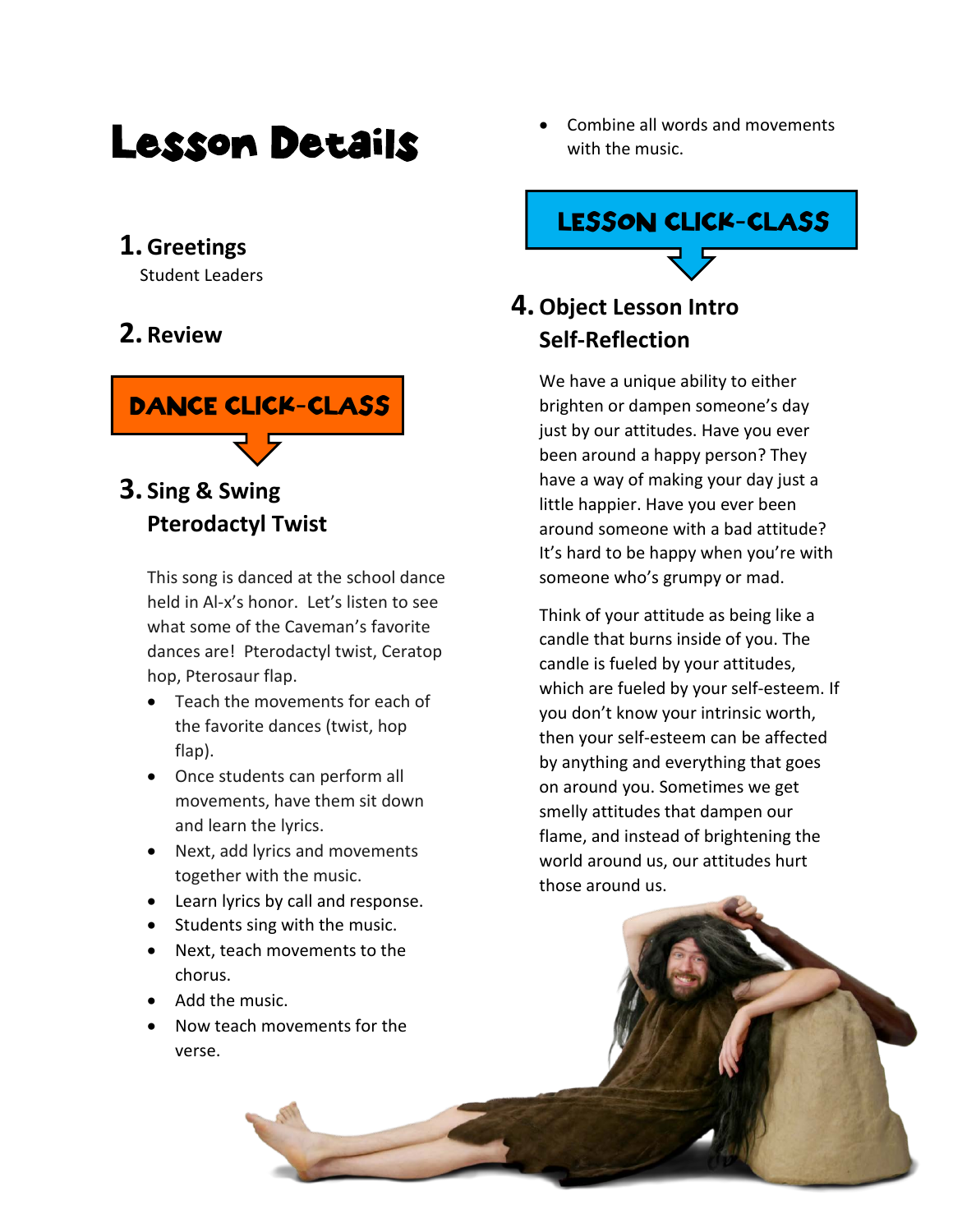# Lesson Details

## 1. Greetings

Student Leaders

## 2. Review

**DANCE CLICK-CLASS**

## 3. Sing & Swing Pterodactyl Twist

This song is danced at the school dance held in Al-x's honor. Let's listen to see what some of the Caveman's favorite dances are! Pterodactyl twist, Ceratop hop, Pterosaur flap.

- Teach the movements for each of the favorite dances (twist, hop flap).
- Once students can perform all movements, have them sit down and learn the lyrics.
- Next, add lyrics and movements together with the music.
- Learn lyrics by call and response.
- Students sing with the music.
- Next, teach movements to the chorus.
- Add the music.
- Now teach movements for the verse.
- Combine all words and movements with the music.

**LESSON CLICK-CLASS**

## 4. Object Lesson Intro Self-Reflection

We have a unique ability to either brighten or dampen someone's day just by our attitudes. Have you ever been around a happy person? They have a way of making your day just a little happier. Have you ever been around someone with a bad attitude? It's hard to be happy when you're with someone who's grumpy or mad.

Think of your attitude as being like a candle that burns inside of you. The candle is fueled by your attitudes, which are fueled by your self-esteem. If you don't know your intrinsic worth, then your self-esteem can be affected by anything and everything that goes on around you. Sometimes we get smelly attitudes that dampen our flame, and instead of brightening the world around us, our attitudes hurt those around us.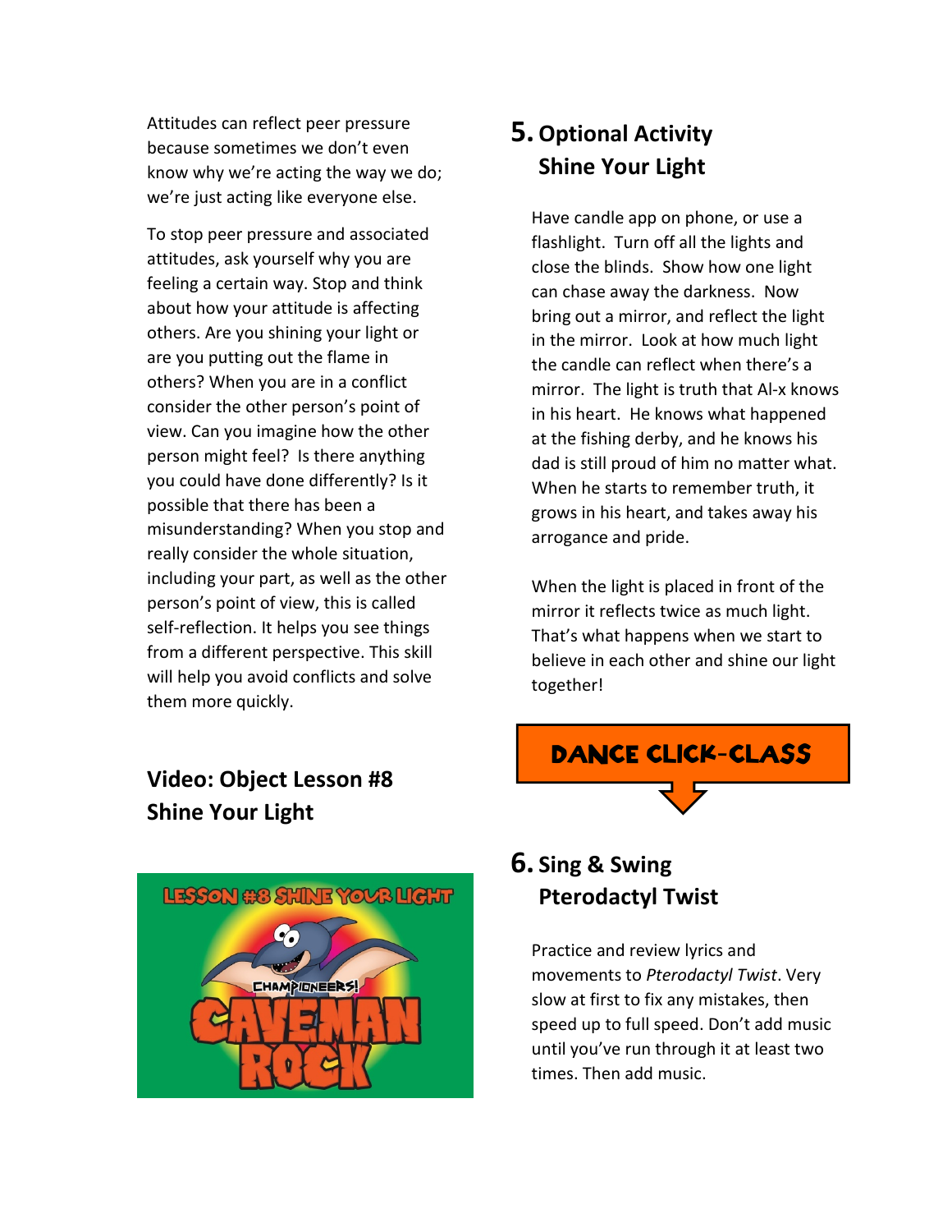Attitudes can reflect peer pressure because sometimes we don't even know why we're acting the way we do; we're just acting like everyone else.

To stop peer pressure and associated attitudes, ask yourself why you are feeling a certain way. Stop and think about how your attitude is affecting others. Are you shining your light or are you putting out the flame in others? When you are in a conflict consider the other person's point of view. Can you imagine how the other person might feel? Is there anything you could have done differently? Is it possible that there has been a misunderstanding? When you stop and really consider the whole situation, including your part, as well as the other person's point of view, this is called self-reflection. It helps you see things from a different perspective. This skill will help you avoid conflicts and solve them more quickly.

## Video: Object Lesson #8 Shine Your Light

LESSON #8 SHINE YOUR LIGHT

CHAMPIONEERS! CAVEMAN ROCK

## 5. Optional Activity Shine Your Light

Have candle app on phone, or use a flashlight. Turn off all the lights and close the blinds. Show how one light can chase away the darkness. Now bring out a mirror, and reflect the light in the mirror. Look at how much light the candle can reflect when there's a mirror. The light is truth that Al-x knows in his heart. He knows what happened at the fishing derby, and he knows his dad is still proud of him no matter what. When he starts to remember truth, it grows in his heart, and takes away his arrogance and pride.

When the light is placed in front of the mirror it reflects twice as much light. That's what happens when we start to believe in each other and shine our light together!

**DANCE CLICK-CLASS**

## 6. Sing & Swing Pterodactyl Twist

Practice and review lyrics and movements to *Pterodactyl Twist*. Very slow at first to fix any mistakes, then speed up to full speed. Don't add music until you've run through it at least two times. Then add music.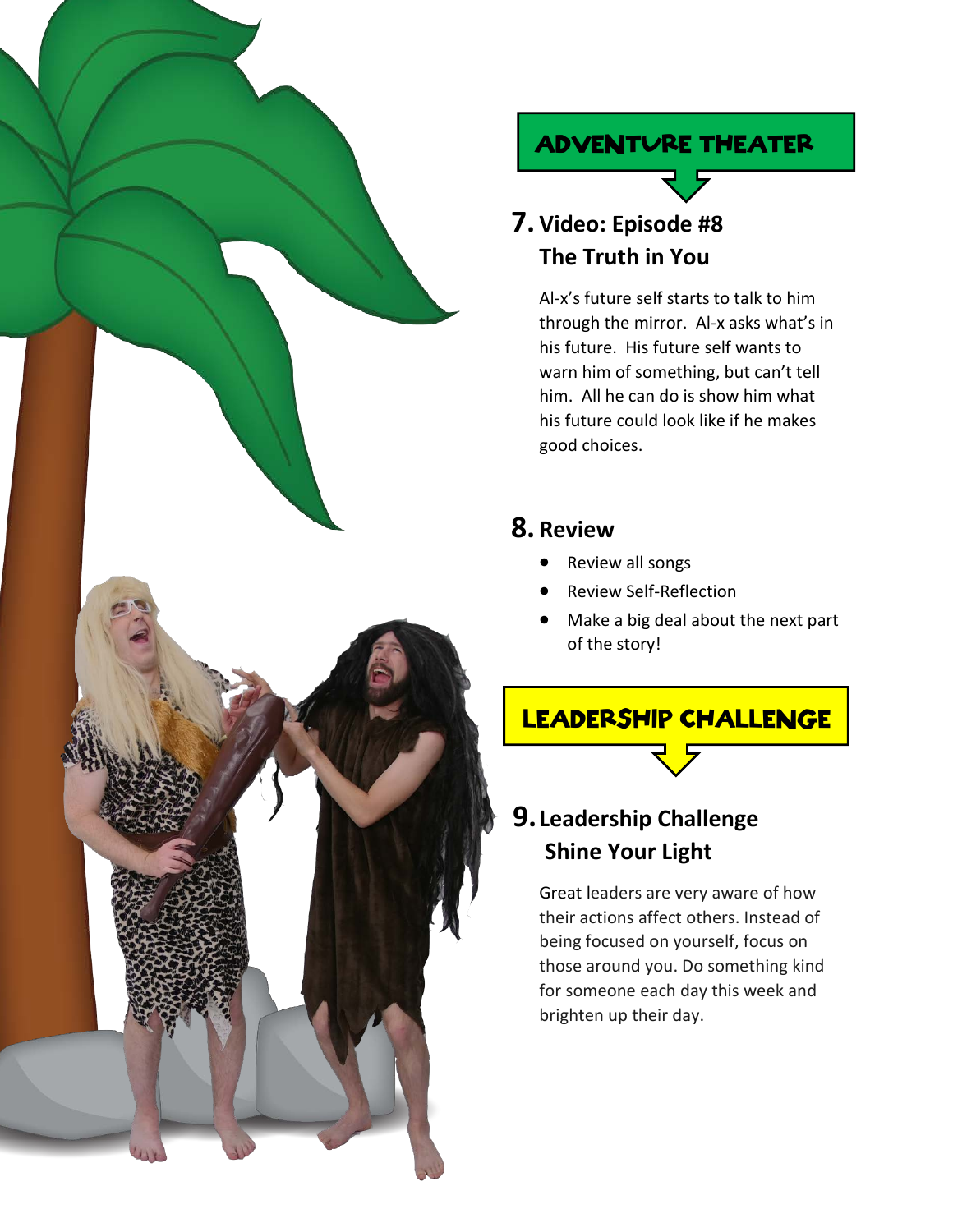## ADVENTURE THEATER

### 7. Video: Episode #8 The Truth in You

Al-x's future self starts to talk to him through the mirror. Al-x asks what's in his future. His future self wants to warn him of something, but can't tell him. All he can do is show him what his future could look like if he makes good choices.

### 8. Review

- Review all songs
- Review Self-Reflection
- Make a big deal about the next part of the story!

## LEADERSHIP CHALLENGE

### 9. Leadership Challenge Shine Your Light

Great leaders are very aware of how their actions affect others. Instead of being focused on yourself, focus on those around you. Do something kind for someone each day this week and brighten up their day.